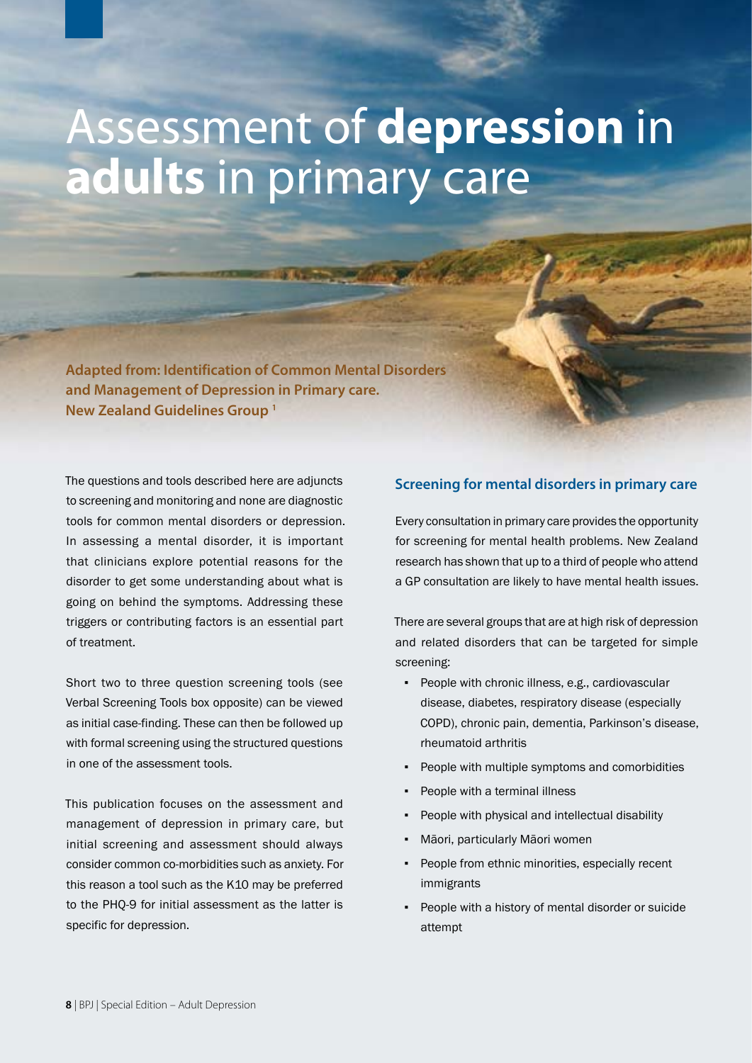# Assessment of **depression** in **adults** in primary care

**Adapted from: Identification of Common Mental Disorders and Management of Depression in Primary care. New Zealand Guidelines Group [1]**

The questions and tools described here are adjuncts to screening and monitoring and none are diagnostic tools for common mental disorders or depression. In assessing a mental disorder, it is important that clinicians explore potential reasons for the disorder to get some understanding about what is going on behind the symptoms. Addressing these triggers or contributing factors is an essential part of treatment.

Short two to three question screening tools (see Verbal Screening Tools box opposite) can be viewed as initial case-finding. These can then be followed up with formal screening using the structured questions in one of the assessment tools.

This publication focuses on the assessment and management of depression in primary care, but initial screening and assessment should always consider common co-morbidities such as anxiety. For this reason a tool such as the K10 may be preferred to the PHQ-9 for initial assessment as the latter is specific for depression.

## Screening for mental disorders in primary care

Every consultation in primary care provides the opportunity for screening for mental health problems. New Zealand research has shown that up to a third of people who attend a GP consultation are likely to have mental health issues.

There are several groups that are at high risk of depression and related disorders that can be targeted for simple screening:

- People with chronic illness, e.g., cardiovascular disease, diabetes, respiratory disease (especially COPD), chronic pain, dementia, Parkinson's disease, rheumatoid arthritis
- People with multiple symptoms and comorbidities
- People with a terminal illness
- People with physical and intellectual disability
- Māori, particularly Māori women
- People from ethnic minorities, especially recent immigrants
- People with a history of mental disorder or suicide attempt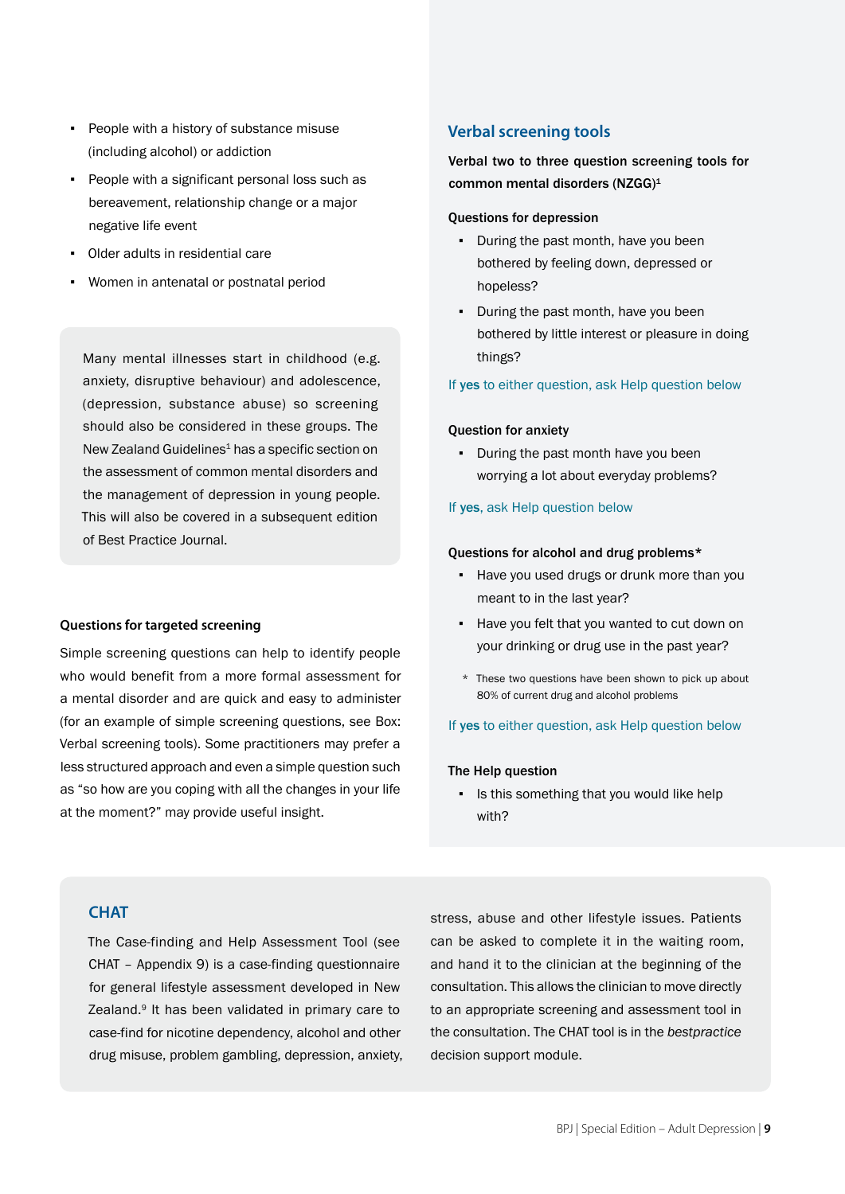- People with a history of substance misuse (including alcohol) or addiction
- People with a significant personal loss such as bereavement, relationship change or a major negative life event
- Older adults in residential care
- Women in antenatal or postnatal period

Many mental illnesses start in childhood (e.g. anxiety, disruptive behaviour) and adolescence, (depression, substance abuse) so screening should also be considered in these groups. The New Zealand Guidelines[1] has a specific section on the assessment of common mental disorders and the management of depression in young people. This will also be covered in a subsequent edition of Best Practice Journal.

### Questions for targeted screening

Simple screening questions can help to identify people who would benefit from a more formal assessment for a mental disorder and are quick and easy to administer (for an example of simple screening questions, see Box: Verbal screening tools). Some practitioners may prefer a less structured approach and even a simple question such as "so how are you coping with all the changes in your life at the moment?" may provide useful insight.

## Verbal screening tools

**Verbal two to three question screening tools for common mental disorders (NZGG)[1]**

**Questions for depression**

- During the past month, have you been bothered by feeling down, depressed or hopeless?
- During the past month, have you been bothered by little interest or pleasure in doing things?

If **yes** to either question, ask Help question below

**Question for anxiety**

- During the past month have you been worrying a lot about everyday problems?

If **yes**, ask Help question below

**Questions for alcohol and drug problems***

- Have you used drugs or drunk more than you meant to in the last year?
- Have you felt that you wanted to cut down on your drinking or drug use in the past year?

\* These two questions have been shown to pick up about 80% of current drug and alcohol problems

If **yes** to either question, ask Help question below

**The Help question**

- Is this something that you would like help with?

## CHAT

The Case-finding and Help Assessment Tool (see CHAT – Appendix 9) is a case-finding questionnaire for general lifestyle assessment developed in New Zealand.[9] It has been validated in primary care to case-find for nicotine dependency, alcohol and other drug misuse, problem gambling, depression, anxiety, stress, abuse and other lifestyle issues. Patients can be asked to complete it in the waiting room, and hand it to the clinician at the beginning of the consultation. This allows the clinician to move directly to an appropriate screening and assessment tool in the consultation. The CHAT tool is in the *bestpractice* decision support module.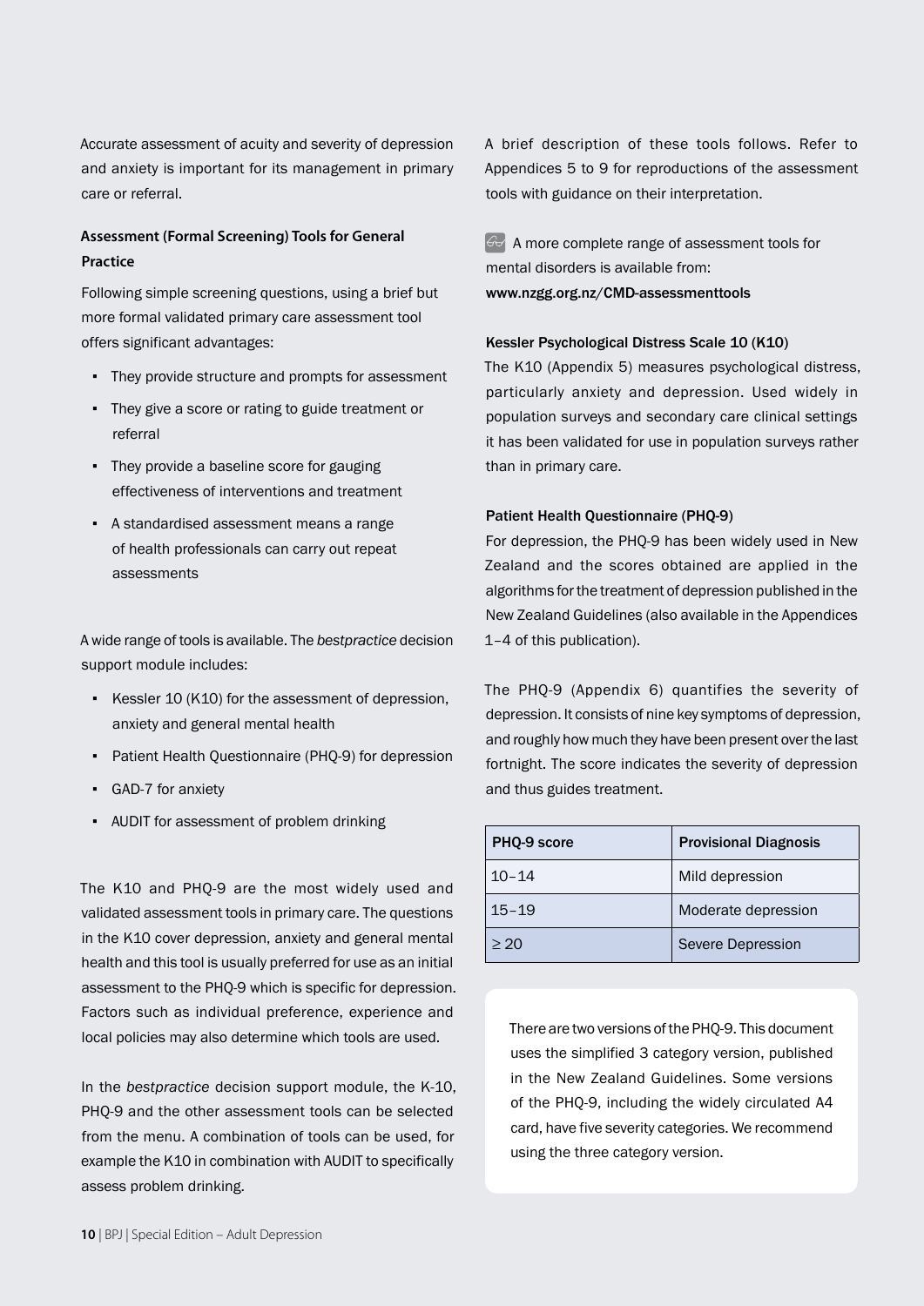Accurate assessment of acuity and severity of depression and anxiety is important for its management in primary care or referral.

### Assessment (Formal Screening) Tools for General Practice

Following simple screening questions, using a brief but more formal validated primary care assessment tool offers significant advantages:

- They provide structure and prompts for assessment
- They give a score or rating to guide treatment or referral
- They provide a baseline score for gauging effectiveness of interventions and treatment
- A standardised assessment means a range of health professionals can carry out repeat assessments

A wide range of tools is available. The *bestpractice* decision support module includes:

- Kessler 10 (K10) for the assessment of depression, anxiety and general mental health
- Patient Health Questionnaire (PHQ-9) for depression
- GAD-7 for anxiety
- AUDIT for assessment of problem drinking

The K10 and PHQ-9 are the most widely used and validated assessment tools in primary care. The questions in the K10 cover depression, anxiety and general mental health and this tool is usually preferred for use as an initial assessment to the PHQ-9 which is specific for depression. Factors such as individual preference, experience and local policies may also determine which tools are used.

In the *bestpractice* decision support module, the K-10, PHQ-9 and the other assessment tools can be selected from the menu. A combination of tools can be used, for example the K10 in combination with AUDIT to specifically assess problem drinking.

A brief description of these tools follows. Refer to Appendices 5 to 9 for reproductions of the assessment tools with guidance on their interpretation.

A more complete range of assessment tools for mental disorders is available from:
**www.nzgg.org.nz/CMD-assessmenttools**

#### Kessler Psychological Distress Scale 10 (K10)

The K10 (Appendix 5) measures psychological distress, particularly anxiety and depression. Used widely in population surveys and secondary care clinical settings it has been validated for use in population surveys rather than in primary care.

#### Patient Health Questionnaire (PHQ-9)

For depression, the PHQ-9 has been widely used in New Zealand and the scores obtained are applied in the algorithms for the treatment of depression published in the New Zealand Guidelines (also available in the Appendices 1–4 of this publication).

The PHQ-9 (Appendix 6) quantifies the severity of depression. It consists of nine key symptoms of depression, and roughly how much they have been present over the last fortnight. The score indicates the severity of depression and thus guides treatment.

| PHQ-9 score | Provisional Diagnosis |
| --- | --- |
| 10–14 | Mild depression |
| 15–19 | Moderate depression |
| ≥ 20 | Severe Depression |

There are two versions of the PHQ-9. This document uses the simplified 3 category version, published in the New Zealand Guidelines. Some versions of the PHQ-9, including the widely circulated A4 card, have five severity categories. We recommend using the three category version.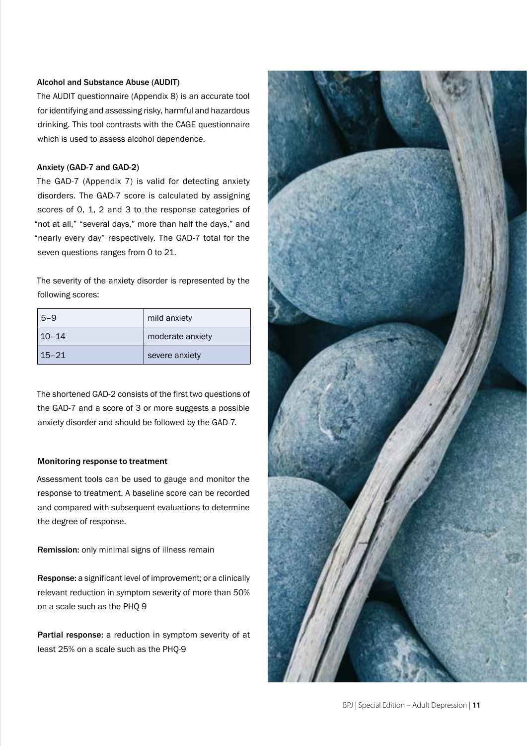### Alcohol and Substance Abuse (AUDIT)

The AUDIT questionnaire (Appendix 8) is an accurate tool for identifying and assessing risky, harmful and hazardous drinking. This tool contrasts with the CAGE questionnaire which is used to assess alcohol dependence.

### Anxiety (GAD-7 and GAD-2)

The GAD-7 (Appendix 7) is valid for detecting anxiety disorders. The GAD-7 score is calculated by assigning scores of 0, 1, 2 and 3 to the response categories of "not at all," "several days," more than half the days," and "nearly every day" respectively. The GAD-7 total for the seven questions ranges from 0 to 21.

The severity of the anxiety disorder is represented by the following scores:

| Score | Severity |
|---|---|
| 5–9 | mild anxiety |
| 10–14 | moderate anxiety |
| 15–21 | severe anxiety |

The shortened GAD-2 consists of the first two questions of the GAD-7 and a score of 3 or more suggests a possible anxiety disorder and should be followed by the GAD-7.

## Monitoring response to treatment

Assessment tools can be used to gauge and monitor the response to treatment. A baseline score can be recorded and compared with subsequent evaluations to determine the degree of response.

**Remission:** only minimal signs of illness remain

**Response:** a significant level of improvement; or a clinically relevant reduction in symptom severity of more than 50% on a scale such as the PHQ-9

**Partial response:** a reduction in symptom severity of at least 25% on a scale such as the PHQ-9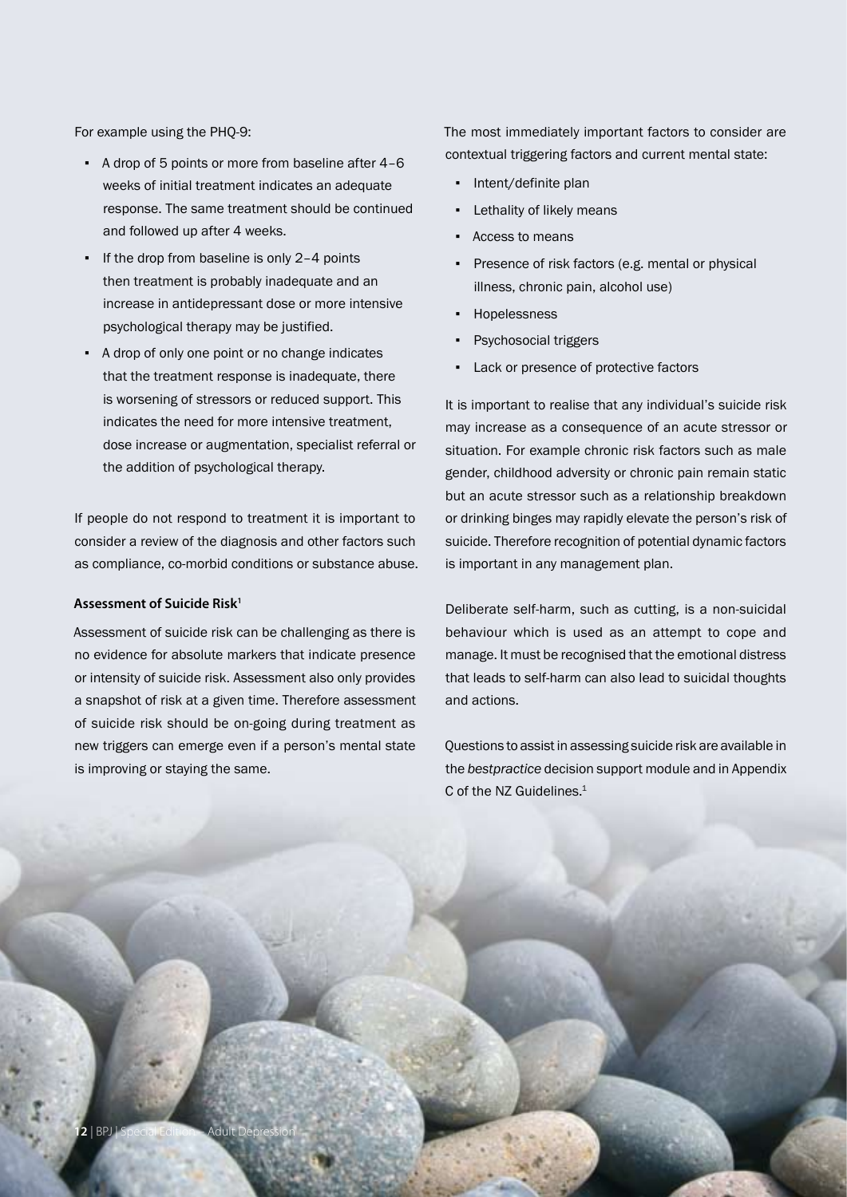For example using the PHQ-9:

- A drop of 5 points or more from baseline after 4–6 weeks of initial treatment indicates an adequate response. The same treatment should be continued and followed up after 4 weeks.
- If the drop from baseline is only 2–4 points then treatment is probably inadequate and an increase in antidepressant dose or more intensive psychological therapy may be justified.
- A drop of only one point or no change indicates that the treatment response is inadequate, there is worsening of stressors or reduced support. This indicates the need for more intensive treatment, dose increase or augmentation, specialist referral or the addition of psychological therapy.

If people do not respond to treatment it is important to consider a review of the diagnosis and other factors such as compliance, co-morbid conditions or substance abuse.

### Assessment of Suicide Risk[1]

Assessment of suicide risk can be challenging as there is no evidence for absolute markers that indicate presence or intensity of suicide risk. Assessment also only provides a snapshot of risk at a given time. Therefore assessment of suicide risk should be on-going during treatment as new triggers can emerge even if a person's mental state is improving or staying the same.

The most immediately important factors to consider are contextual triggering factors and current mental state:

- Intent/definite plan
- Lethality of likely means
- Access to means
- Presence of risk factors (e.g. mental or physical illness, chronic pain, alcohol use)
- Hopelessness
- Psychosocial triggers
- Lack or presence of protective factors

It is important to realise that any individual's suicide risk may increase as a consequence of an acute stressor or situation. For example chronic risk factors such as male gender, childhood adversity or chronic pain remain static but an acute stressor such as a relationship breakdown or drinking binges may rapidly elevate the person's risk of suicide. Therefore recognition of potential dynamic factors is important in any management plan.

Deliberate self-harm, such as cutting, is a non-suicidal behaviour which is used as an attempt to cope and manage. It must be recognised that the emotional distress that leads to self-harm can also lead to suicidal thoughts and actions.

Questions to assist in assessing suicide risk are available in the *bestpractice* decision support module and in Appendix C of the NZ Guidelines.[1]